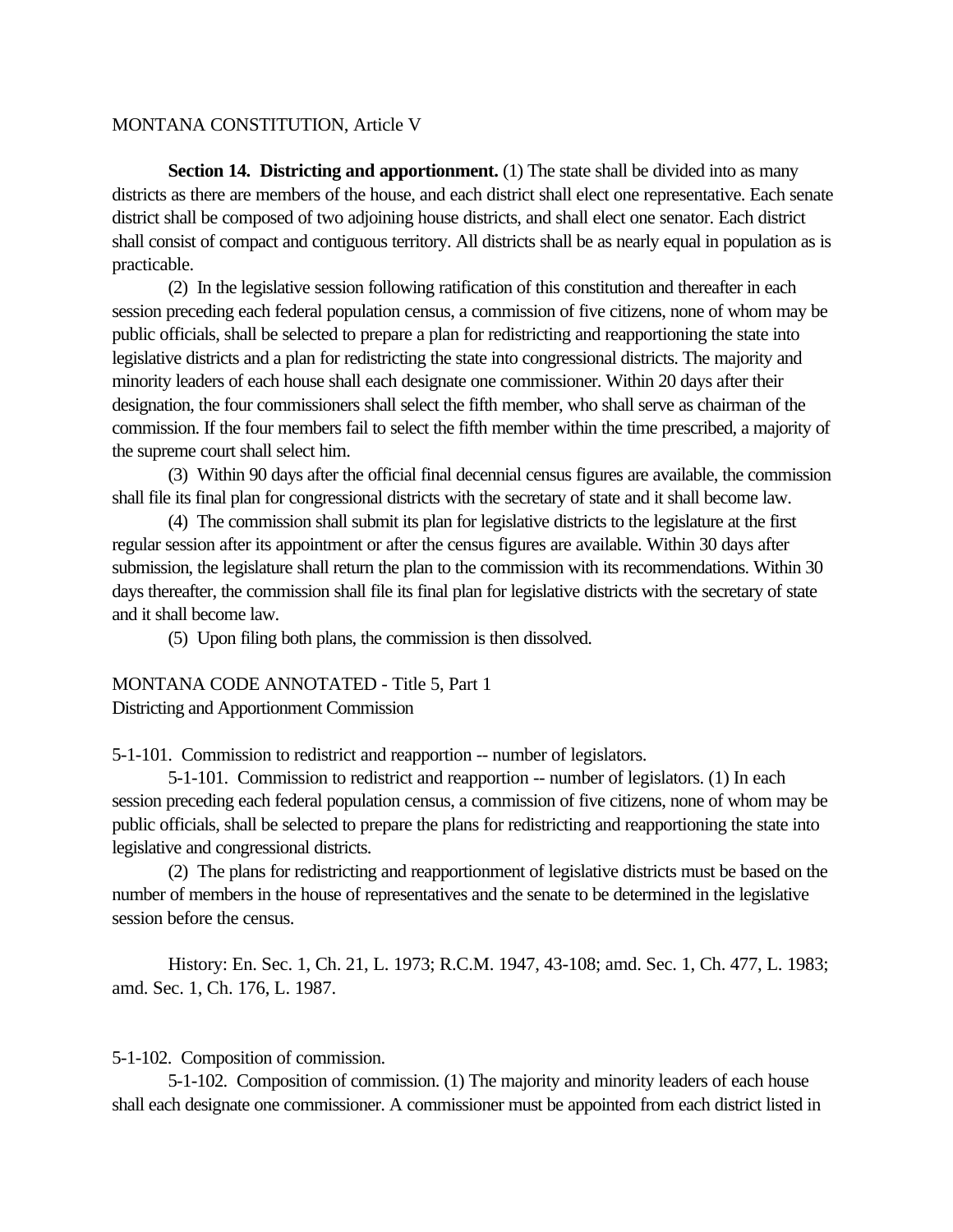MONTANA CONSTITUTION, Article V

**Section 14. Districting and apportionment.** (1) The state shall be divided into as many districts as there are members of the house, and each district shall elect one representative. Each senate district shall be composed of two adjoining house districts, and shall elect one senator. Each district shall consist of compact and contiguous territory. All districts shall be as nearly equal in population as is practicable.

(2) In the legislative session following ratification of this constitution and thereafter in each session preceding each federal population census, a commission of five citizens, none of whom may be public officials, shall be selected to prepare a plan for redistricting and reapportioning the state into legislative districts and a plan for redistricting the state into congressional districts. The majority and minority leaders of each house shall each designate one commissioner. Within 20 days after their designation, the four commissioners shall select the fifth member, who shall serve as chairman of the commission. If the four members fail to select the fifth member within the time prescribed, a majority of the supreme court shall select him.

(3) Within 90 days after the official final decennial census figures are available, the commission shall file its final plan for congressional districts with the secretary of state and it shall become law.

(4) The commission shall submit its plan for legislative districts to the legislature at the first regular session after its appointment or after the census figures are available. Within 30 days after submission, the legislature shall return the plan to the commission with its recommendations. Within 30 days thereafter, the commission shall file its final plan for legislative districts with the secretary of state and it shall become law.

(5) Upon filing both plans, the commission is then dissolved.

MONTANA CODE ANNOTATED - Title 5, Part 1
Districting and Apportionment Commission

5-1-101. Commission to redistrict and reapportion -- number of legislators.

5-1-101. Commission to redistrict and reapportion -- number of legislators. (1) In each session preceding each federal population census, a commission of five citizens, none of whom may be public officials, shall be selected to prepare the plans for redistricting and reapportioning the state into legislative and congressional districts.

(2) The plans for redistricting and reapportionment of legislative districts must be based on the number of members in the house of representatives and the senate to be determined in the legislative session before the census.

History: En. Sec. 1, Ch. 21, L. 1973; R.C.M. 1947, 43-108; amd. Sec. 1, Ch. 477, L. 1983; amd. Sec. 1, Ch. 176, L. 1987.

5-1-102. Composition of commission.

5-1-102. Composition of commission. (1) The majority and minority leaders of each house shall each designate one commissioner. A commissioner must be appointed from each district listed in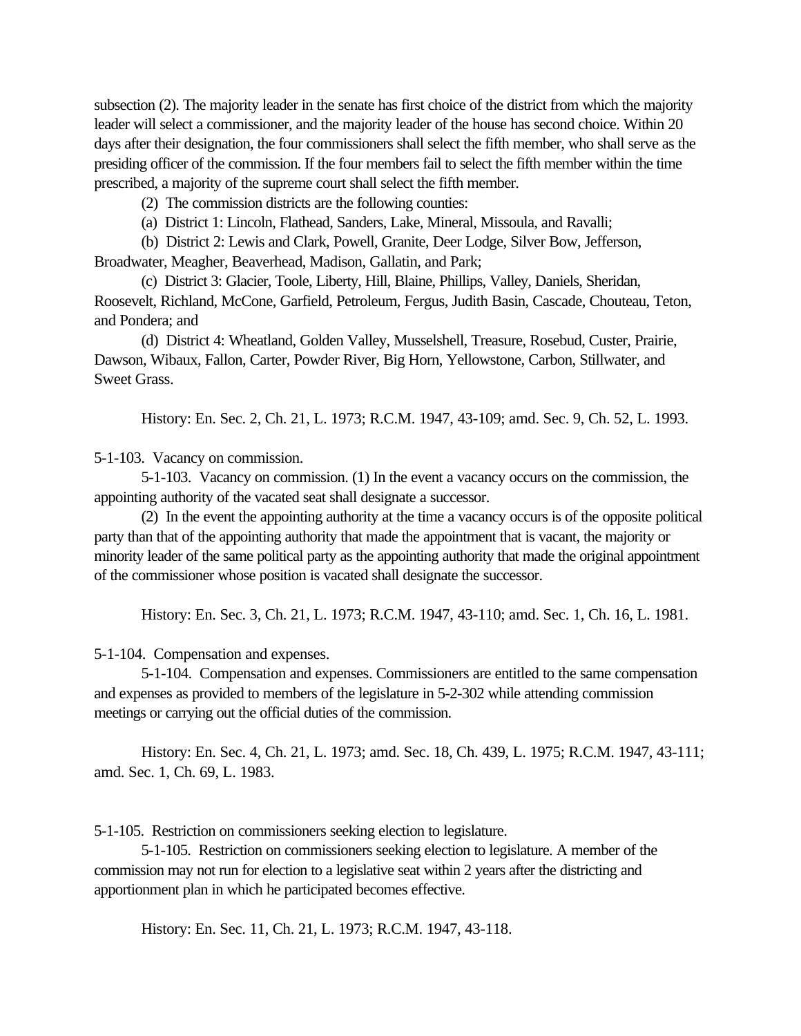subsection (2). The majority leader in the senate has first choice of the district from which the majority leader will select a commissioner, and the majority leader of the house has second choice. Within 20 days after their designation, the four commissioners shall select the fifth member, who shall serve as the presiding officer of the commission. If the four members fail to select the fifth member within the time prescribed, a majority of the supreme court shall select the fifth member.

(2) The commission districts are the following counties:

(a) District 1: Lincoln, Flathead, Sanders, Lake, Mineral, Missoula, and Ravalli;

(b) District 2: Lewis and Clark, Powell, Granite, Deer Lodge, Silver Bow, Jefferson, Broadwater, Meagher, Beaverhead, Madison, Gallatin, and Park;

(c) District 3: Glacier, Toole, Liberty, Hill, Blaine, Phillips, Valley, Daniels, Sheridan, Roosevelt, Richland, McCone, Garfield, Petroleum, Fergus, Judith Basin, Cascade, Chouteau, Teton, and Pondera; and

(d) District 4: Wheatland, Golden Valley, Musselshell, Treasure, Rosebud, Custer, Prairie, Dawson, Wibaux, Fallon, Carter, Powder River, Big Horn, Yellowstone, Carbon, Stillwater, and Sweet Grass.

History: En. Sec. 2, Ch. 21, L. 1973; R.C.M. 1947, 43-109; amd. Sec. 9, Ch. 52, L. 1993.

5-1-103. Vacancy on commission.

5-1-103. Vacancy on commission. (1) In the event a vacancy occurs on the commission, the appointing authority of the vacated seat shall designate a successor.

(2) In the event the appointing authority at the time a vacancy occurs is of the opposite political party than that of the appointing authority that made the appointment that is vacant, the majority or minority leader of the same political party as the appointing authority that made the original appointment of the commissioner whose position is vacated shall designate the successor.

History: En. Sec. 3, Ch. 21, L. 1973; R.C.M. 1947, 43-110; amd. Sec. 1, Ch. 16, L. 1981.

5-1-104. Compensation and expenses.

5-1-104. Compensation and expenses. Commissioners are entitled to the same compensation and expenses as provided to members of the legislature in 5-2-302 while attending commission meetings or carrying out the official duties of the commission.

History: En. Sec. 4, Ch. 21, L. 1973; amd. Sec. 18, Ch. 439, L. 1975; R.C.M. 1947, 43-111; amd. Sec. 1, Ch. 69, L. 1983.

5-1-105. Restriction on commissioners seeking election to legislature.

5-1-105. Restriction on commissioners seeking election to legislature. A member of the commission may not run for election to a legislative seat within 2 years after the districting and apportionment plan in which he participated becomes effective.

History: En. Sec. 11, Ch. 21, L. 1973; R.C.M. 1947, 43-118.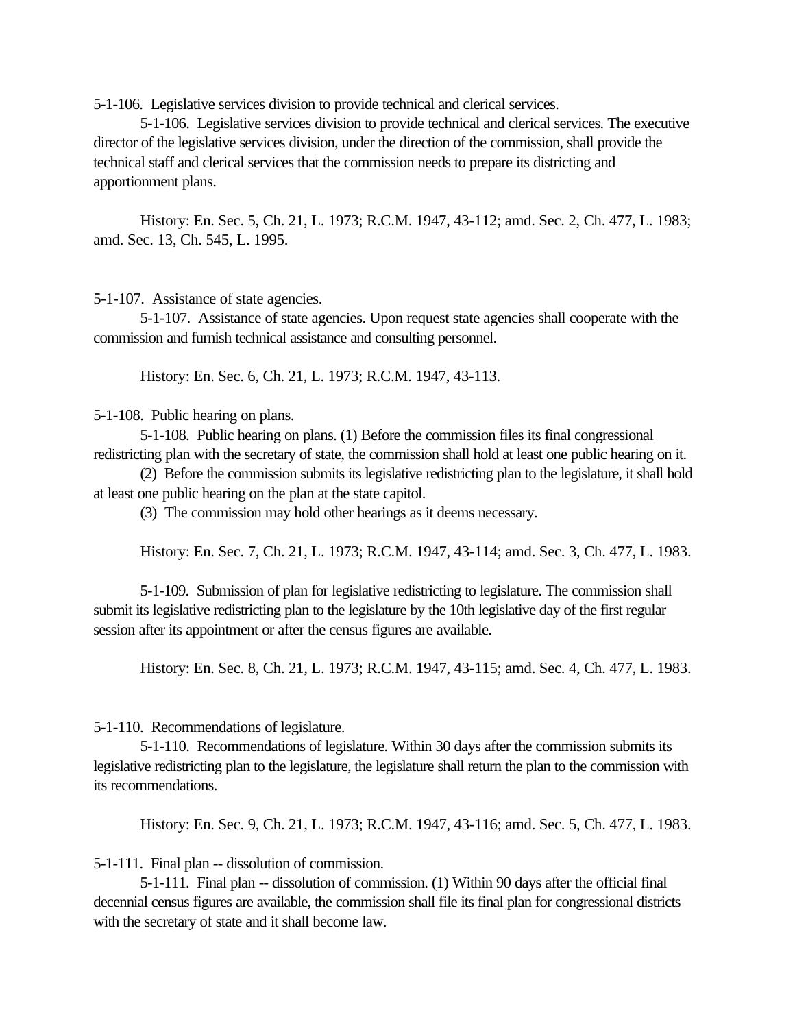5-1-106. Legislative services division to provide technical and clerical services.

5-1-106. Legislative services division to provide technical and clerical services. The executive director of the legislative services division, under the direction of the commission, shall provide the technical staff and clerical services that the commission needs to prepare its districting and apportionment plans.

History: En. Sec. 5, Ch. 21, L. 1973; R.C.M. 1947, 43-112; amd. Sec. 2, Ch. 477, L. 1983; amd. Sec. 13, Ch. 545, L. 1995.

5-1-107. Assistance of state agencies.

5-1-107. Assistance of state agencies. Upon request state agencies shall cooperate with the commission and furnish technical assistance and consulting personnel.

History: En. Sec. 6, Ch. 21, L. 1973; R.C.M. 1947, 43-113.

5-1-108. Public hearing on plans.

5-1-108. Public hearing on plans. (1) Before the commission files its final congressional redistricting plan with the secretary of state, the commission shall hold at least one public hearing on it.

(2) Before the commission submits its legislative redistricting plan to the legislature, it shall hold at least one public hearing on the plan at the state capitol.

(3) The commission may hold other hearings as it deems necessary.

History: En. Sec. 7, Ch. 21, L. 1973; R.C.M. 1947, 43-114; amd. Sec. 3, Ch. 477, L. 1983.

5-1-109. Submission of plan for legislative redistricting to legislature. The commission shall submit its legislative redistricting plan to the legislature by the 10th legislative day of the first regular session after its appointment or after the census figures are available.

History: En. Sec. 8, Ch. 21, L. 1973; R.C.M. 1947, 43-115; amd. Sec. 4, Ch. 477, L. 1983.

5-1-110. Recommendations of legislature.

5-1-110. Recommendations of legislature. Within 30 days after the commission submits its legislative redistricting plan to the legislature, the legislature shall return the plan to the commission with its recommendations.

History: En. Sec. 9, Ch. 21, L. 1973; R.C.M. 1947, 43-116; amd. Sec. 5, Ch. 477, L. 1983.

5-1-111. Final plan -- dissolution of commission.

5-1-111. Final plan -- dissolution of commission. (1) Within 90 days after the official final decennial census figures are available, the commission shall file its final plan for congressional districts with the secretary of state and it shall become law.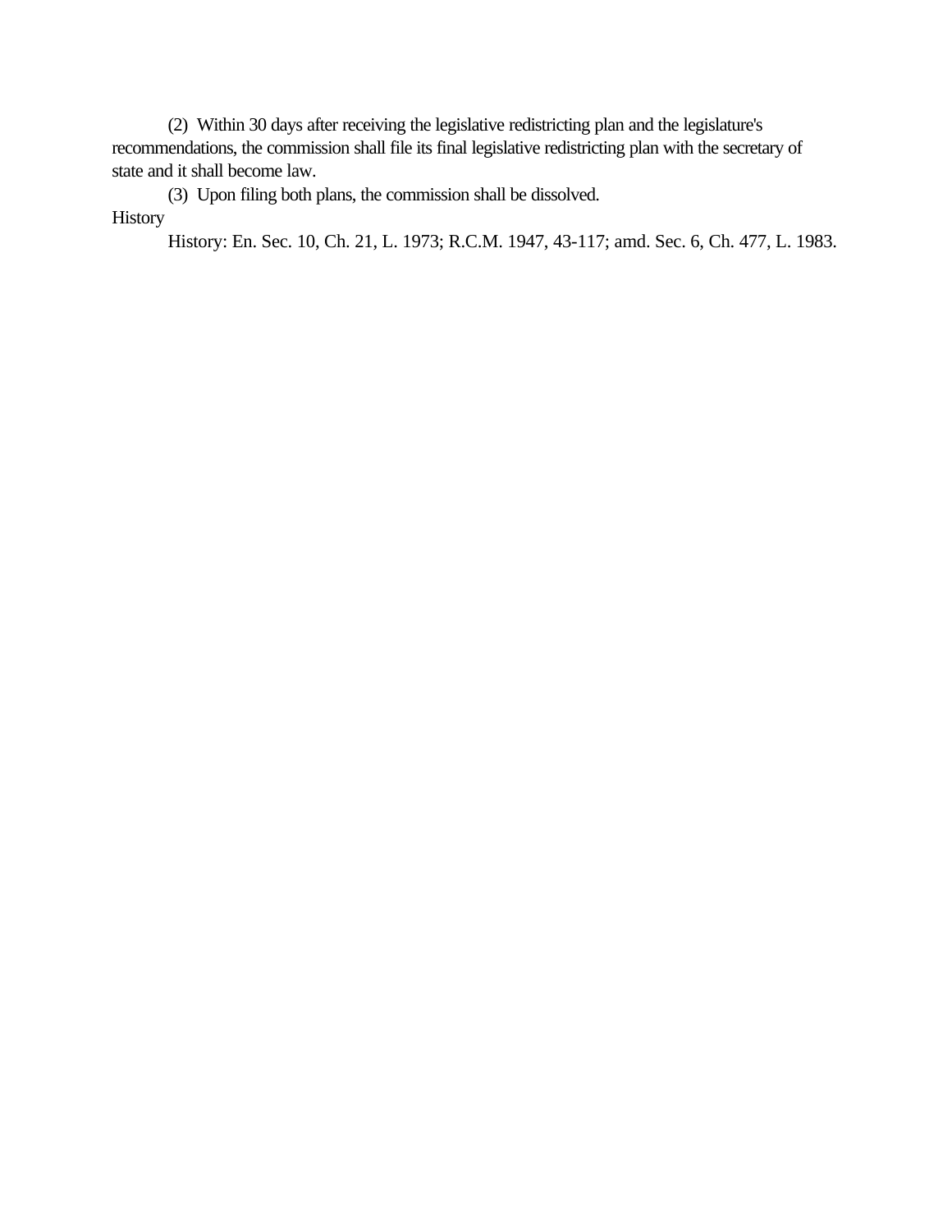(2) Within 30 days after receiving the legislative redistricting plan and the legislature's recommendations, the commission shall file its final legislative redistricting plan with the secretary of state and it shall become law.

(3) Upon filing both plans, the commission shall be dissolved.

History

History: En. Sec. 10, Ch. 21, L. 1973; R.C.M. 1947, 43-117; amd. Sec. 6, Ch. 477, L. 1983.